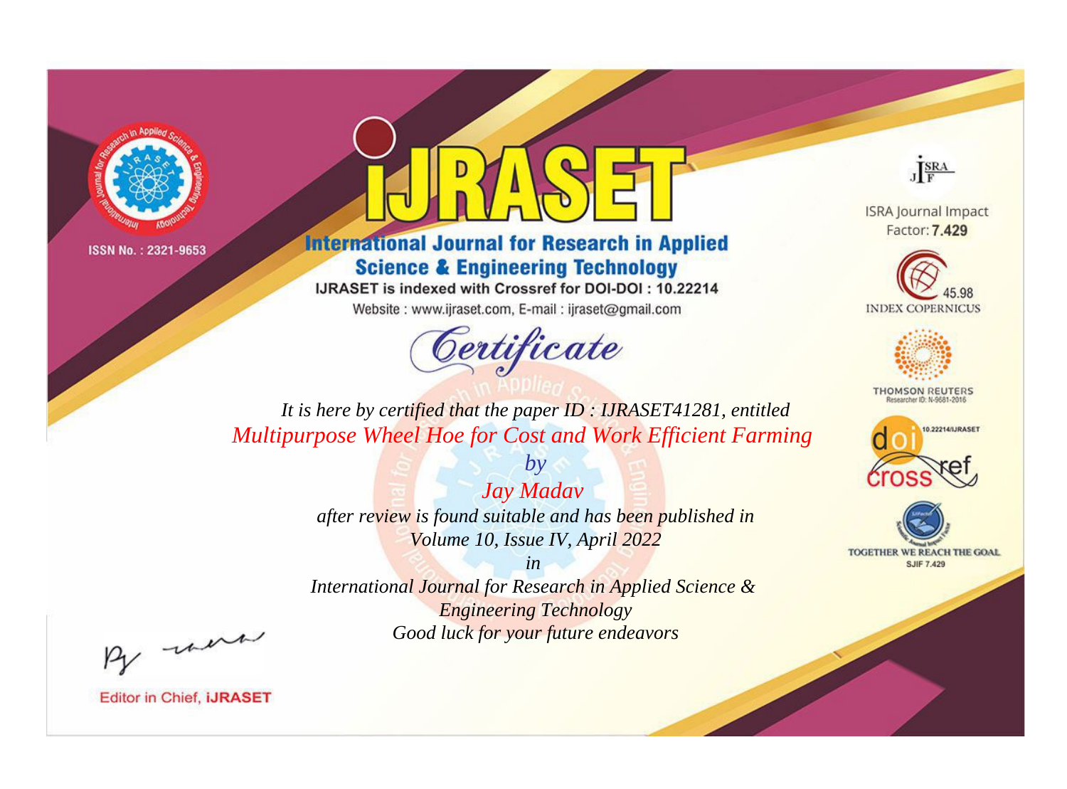ISSN No. : 2321-9653

# iJRASET

## International Journal for Research in Applied Science & Engineering Technology

IJRASET is indexed with Crossref for DOI-DOI : 10.22214

Website : www.ijraset.com, E-mail : ijraset@gmail.com

*Certificate*

*It is here by certified that the paper ID : IJRASET41281, entitled*

*Multipurpose Wheel Hoe for Cost and Work Efficient Farming*

*by*

*Jay Madav*

*after review is found suitable and has been published in*

*Volume 10, Issue IV, April 2022*

*in*

*International Journal for Research in Applied Science & Engineering Technology*

*Good luck for your future endeavors*

ISRA Journal Impact Factor: **7.429**

45.98 INDEX COPERNICUS

THOMSON REUTERS Researcher ID: N-9681-2016

10.22214/IJRASET

TOGETHER WE REACH THE GOAL SJIF 7.429

Editor in Chief, **iJRASET**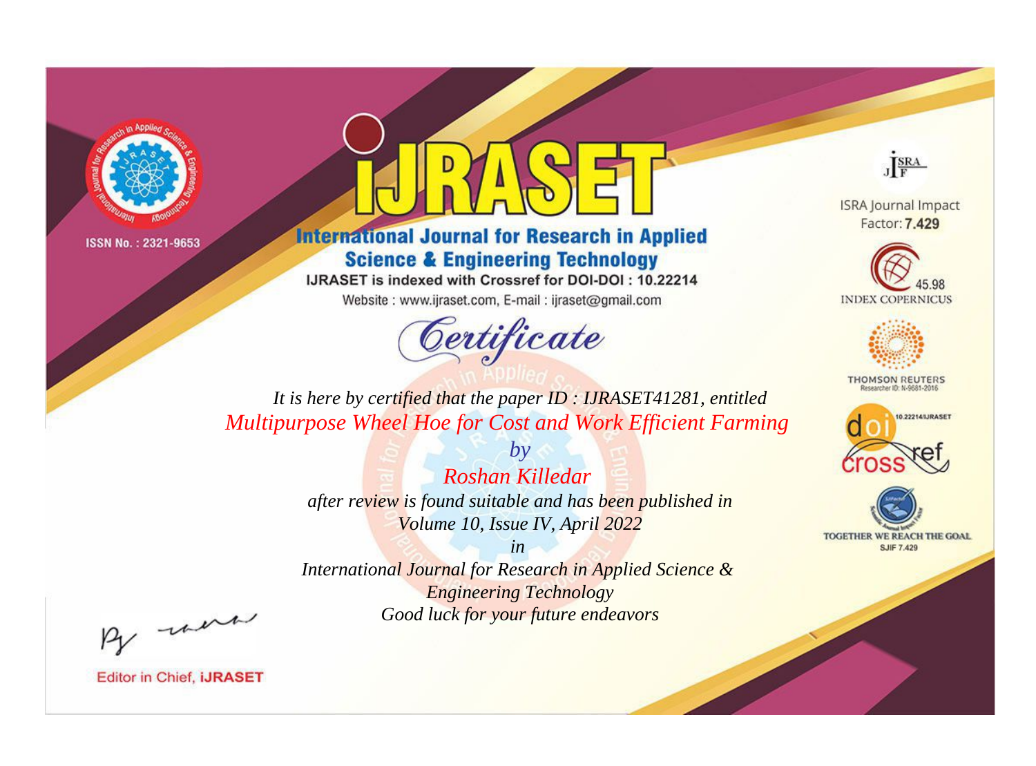ISSN No. : 2321-9653

# iJRASET

## International Journal for Research in Applied Science & Engineering Technology

IJRASET is indexed with Crossref for DOI-DOI : 10.22214

Website : www.ijraset.com, E-mail : ijraset@gmail.com

ISRA Journal Impact Factor: **7.429**

45.98 INDEX COPERNICUS

THOMSON REUTERS Researcher ID: N-9681-2016

10.22214/IJRASET

TOGETHER WE REACH THE GOAL SJIF 7.429

# Certificate

*It is here by certified that the paper ID : IJRASET41281, entitled*

*Multipurpose Wheel Hoe for Cost and Work Efficient Farming*

*by*

*Roshan Killedar*

*after review is found suitable and has been published in*

*Volume 10, Issue IV, April 2022*

*in*

*International Journal for Research in Applied Science & Engineering Technology*

*Good luck for your future endeavors*

Editor in Chief, **iJRASET**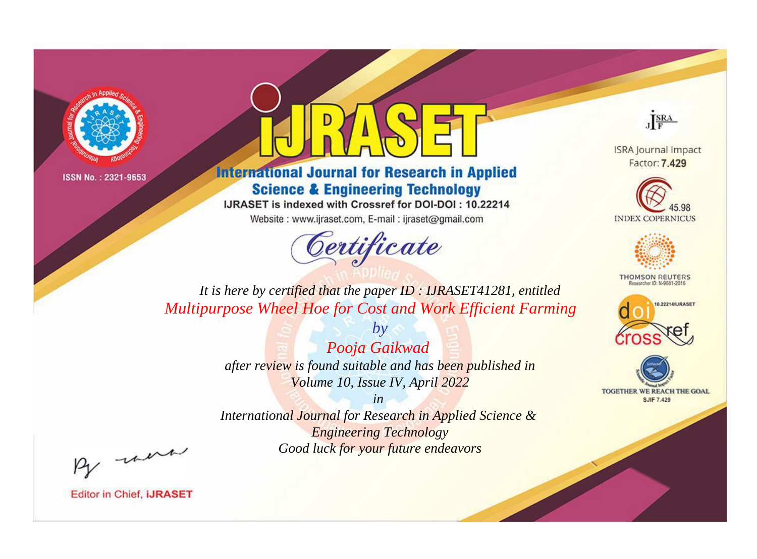ISSN No. : 2321-9653

# iJRASET

## International Journal for Research in Applied Science & Engineering Technology

IJRASET is indexed with Crossref for DOI-DOI : 10.22214

Website : www.ijraset.com, E-mail : ijraset@gmail.com

ISRA Journal Impact Factor: **7.429**

45.98 INDEX COPERNICUS

THOMSON REUTERS Researcher ID: N-9681-2016

10.22214/IJRASET

TOGETHER WE REACH THE GOAL SJIF 7.429

# Certificate

*It is here by certified that the paper ID : IJRASET41281, entitled*

*Multipurpose Wheel Hoe for Cost and Work Efficient Farming*

*by*

*Pooja Gaikwad*

*after review is found suitable and has been published in*
*Volume 10, Issue IV, April 2022*

*in*

*International Journal for Research in Applied Science & Engineering Technology*
*Good luck for your future endeavors*

Editor in Chief, iJRASET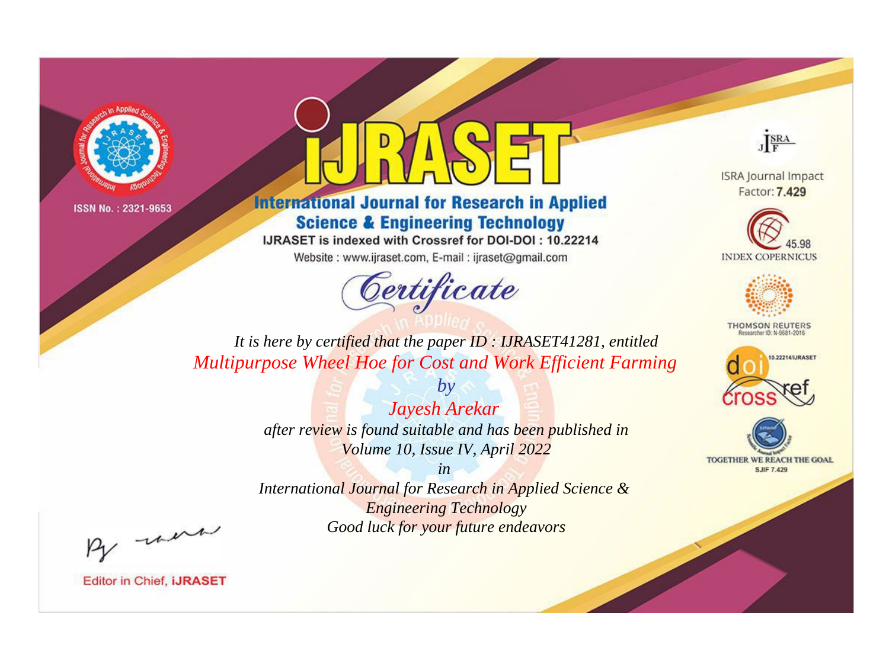ISSN No. : 2321-9653

# iJRASET

## International Journal for Research in Applied Science & Engineering Technology

IJRASET is indexed with Crossref for DOI-DOI : 10.22214

Website : www.ijraset.com, E-mail : ijraset@gmail.com

ISRA Journal Impact Factor: **7.429**

45.98 INDEX COPERNICUS

THOMSON REUTERS Researcher ID: N-9681-2016

10.22214/IJRASET

TOGETHER WE REACH THE GOAL SJIF 7.429

# *Certificate*

*It is here by certified that the paper ID : IJRASET41281, entitled*

*Multipurpose Wheel Hoe for Cost and Work Efficient Farming*

*by*

*Jayesh Arekar*

*after review is found suitable and has been published in*

*Volume 10, Issue IV, April 2022*

*in*

*International Journal for Research in Applied Science & Engineering Technology*

*Good luck for your future endeavors*

Editor in Chief, **iJRASET**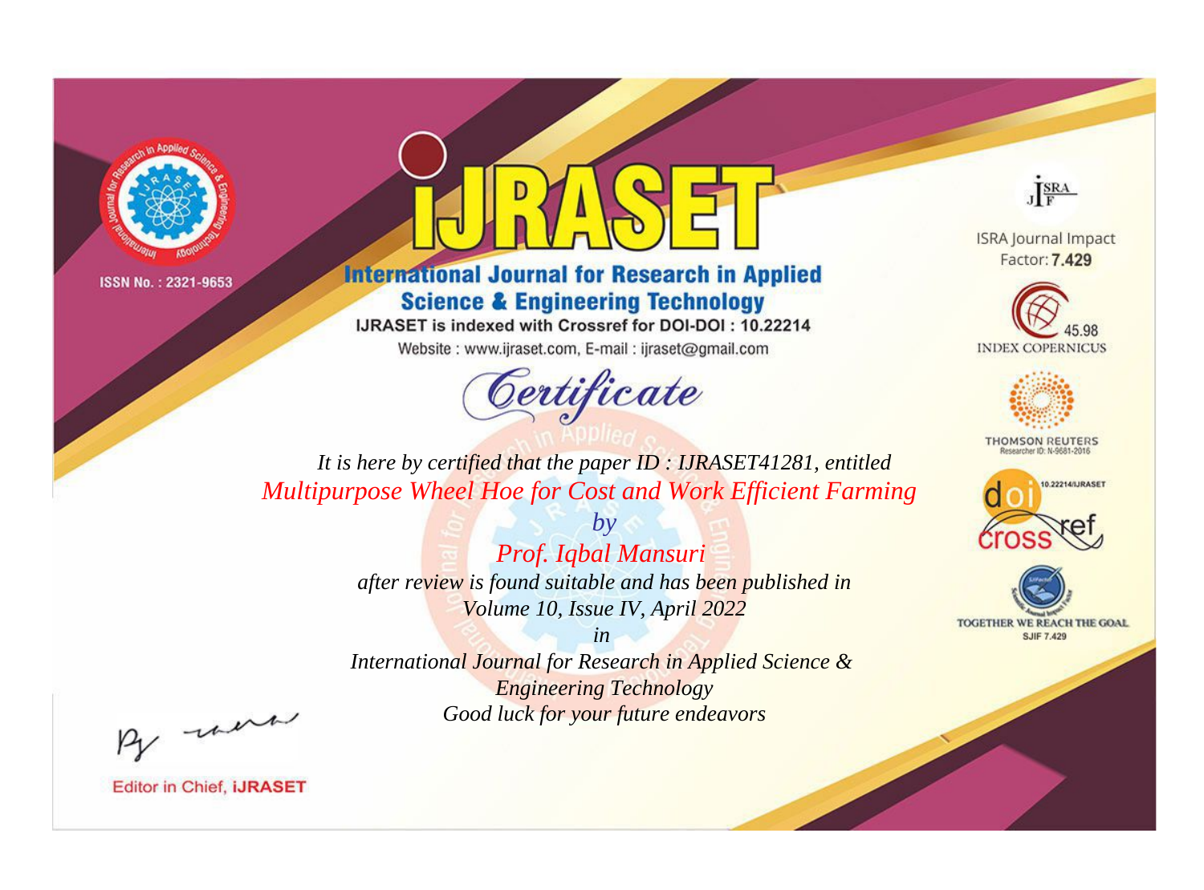ISSN No. : 2321-9653

# iJRASET

## International Journal for Research in Applied Science & Engineering Technology

IJRASET is indexed with Crossref for DOI-DOI : 10.22214

Website : www.ijraset.com, E-mail : ijraset@gmail.com

ISRA Journal Impact Factor: **7.429**

45.98 INDEX COPERNICUS

THOMSON REUTERS Researcher ID: N-9681-2016

10.22214/IJRASET

TOGETHER WE REACH THE GOAL SJIF 7.429

## *Certificate*

*It is here by certified that the paper ID : IJRASET41281, entitled*

*Multipurpose Wheel Hoe for Cost and Work Efficient Farming*

*by*

*Prof. Iqbal Mansuri*

*after review is found suitable and has been published in*

*Volume 10, Issue IV, April 2022*

*in*

*International Journal for Research in Applied Science & Engineering Technology*

*Good luck for your future endeavors*

Editor in Chief, **iJRASET**